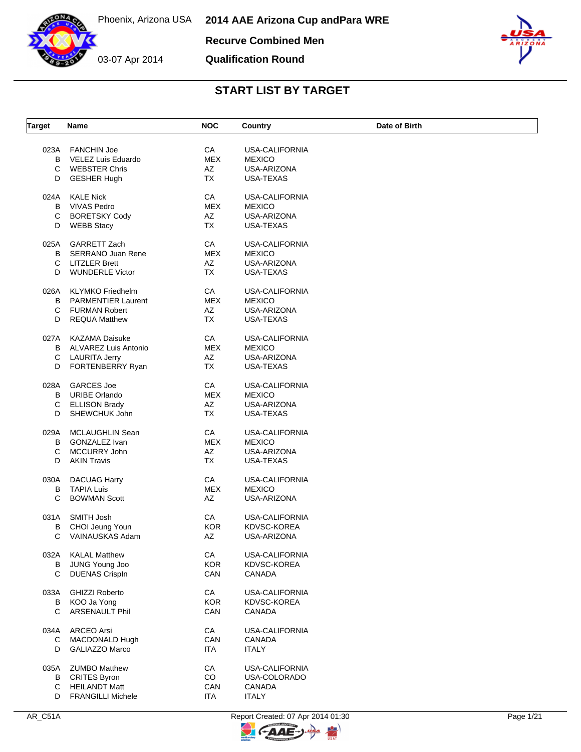Phoenix, Arizona USA

03-07 Apr 2014

# 2014 AAE Arizona Cup andPara WRE

## Recurve Combined Men

## Qualification Round

## START LIST BY TARGET

| Target | Name | NOC | Country | Date of Birth |
|---|---|---|---|---|
| 023A | FANCHIN Joe | CA | USA-CALIFORNIA | |
| B | VELEZ Luis Eduardo | MEX | MEXICO | |
| C | WEBSTER Chris | AZ | USA-ARIZONA | |
| D | GESHER Hugh | TX | USA-TEXAS | |
| 024A | KALE Nick | CA | USA-CALIFORNIA | |
| B | VIVAS Pedro | MEX | MEXICO | |
| C | BORETSKY Cody | AZ | USA-ARIZONA | |
| D | WEBB Stacy | TX | USA-TEXAS | |
| 025A | GARRETT Zach | CA | USA-CALIFORNIA | |
| B | SERRANO Juan Rene | MEX | MEXICO | |
| C | LITZLER Brett | AZ | USA-ARIZONA | |
| D | WUNDERLE Victor | TX | USA-TEXAS | |
| 026A | KLYMKO Friedhelm | CA | USA-CALIFORNIA | |
| B | PARMENTIER Laurent | MEX | MEXICO | |
| C | FURMAN Robert | AZ | USA-ARIZONA | |
| D | REQUA Matthew | TX | USA-TEXAS | |
| 027A | KAZAMA Daisuke | CA | USA-CALIFORNIA | |
| B | ALVAREZ Luis Antonio | MEX | MEXICO | |
| C | LAURITA Jerry | AZ | USA-ARIZONA | |
| D | FORTENBERRY Ryan | TX | USA-TEXAS | |
| 028A | GARCES Joe | CA | USA-CALIFORNIA | |
| B | URIBE Orlando | MEX | MEXICO | |
| C | ELLISON Brady | AZ | USA-ARIZONA | |
| D | SHEWCHUK John | TX | USA-TEXAS | |
| 029A | MCLAUGHLIN Sean | CA | USA-CALIFORNIA | |
| B | GONZALEZ Ivan | MEX | MEXICO | |
| C | MCCURRY John | AZ | USA-ARIZONA | |
| D | AKIN Travis | TX | USA-TEXAS | |
| 030A | DACUAG Harry | CA | USA-CALIFORNIA | |
| B | TAPIA Luis | MEX | MEXICO | |
| C | BOWMAN Scott | AZ | USA-ARIZONA | |
| 031A | SMITH Josh | CA | USA-CALIFORNIA | |
| B | CHOI Jeung Youn | KOR | KDVSC-KOREA | |
| C | VAINAUSKAS Adam | AZ | USA-ARIZONA | |
| 032A | KALAL Matthew | CA | USA-CALIFORNIA | |
| B | JUNG Young Joo | KOR | KDVSC-KOREA | |
| C | DUENAS Crispln | CAN | CANADA | |
| 033A | GHIZZI Roberto | CA | USA-CALIFORNIA | |
| B | KOO Ja Yong | KOR | KDVSC-KOREA | |
| C | ARSENAULT Phil | CAN | CANADA | |
| 034A | ARCEO Arsi | CA | USA-CALIFORNIA | |
| C | MACDONALD Hugh | CAN | CANADA | |
| D | GALIAZZO Marco | ITA | ITALY | |
| 035A | ZUMBO Matthew | CA | USA-CALIFORNIA | |
| B | CRITES Byron | CO | USA-COLORADO | |
| C | HEILANDT Matt | CAN | CANADA | |
| D | FRANGILLI Michele | ITA | ITALY | |

AR_C51A    Report Created: 07 Apr 2014 01:30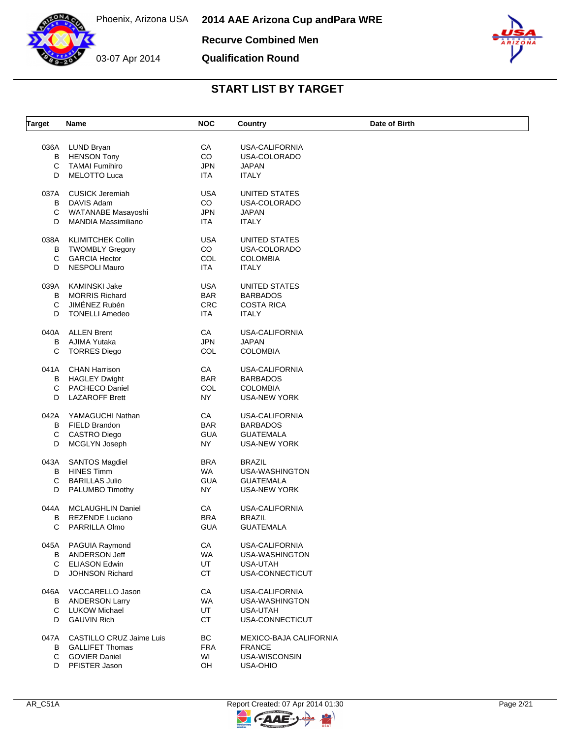# 2014 AAE Arizona Cup andPara WRE

Phoenix, Arizona USA — 03-07 Apr 2014

**Recurve Combined Men**

**Qualification Round**

## START LIST BY TARGET

| Target | Name | NOC | Country | Date of Birth |
|---|---|---|---|---|
| 036A | LUND Bryan | CA | USA-CALIFORNIA | |
| B | HENSON Tony | CO | USA-COLORADO | |
| C | TAMAI Fumihiro | JPN | JAPAN | |
| D | MELOTTO Luca | ITA | ITALY | |
| 037A | CUSICK Jeremiah | USA | UNITED STATES | |
| B | DAVIS Adam | CO | USA-COLORADO | |
| C | WATANABE Masayoshi | JPN | JAPAN | |
| D | MANDIA Massimiliano | ITA | ITALY | |
| 038A | KLIMITCHEK Collin | USA | UNITED STATES | |
| B | TWOMBLY Gregory | CO | USA-COLORADO | |
| C | GARCIA Hector | COL | COLOMBIA | |
| D | NESPOLI Mauro | ITA | ITALY | |
| 039A | KAMINSKI Jake | USA | UNITED STATES | |
| B | MORRIS Richard | BAR | BARBADOS | |
| C | JIMÉNEZ Rubén | CRC | COSTA RICA | |
| D | TONELLI Amedeo | ITA | ITALY | |
| 040A | ALLEN Brent | CA | USA-CALIFORNIA | |
| B | AJIMA Yutaka | JPN | JAPAN | |
| C | TORRES Diego | COL | COLOMBIA | |
| 041A | CHAN Harrison | CA | USA-CALIFORNIA | |
| B | HAGLEY Dwight | BAR | BARBADOS | |
| C | PACHECO Daniel | COL | COLOMBIA | |
| D | LAZAROFF Brett | NY | USA-NEW YORK | |
| 042A | YAMAGUCHI Nathan | CA | USA-CALIFORNIA | |
| B | FIELD Brandon | BAR | BARBADOS | |
| C | CASTRO Diego | GUA | GUATEMALA | |
| D | MCGLYN Joseph | NY | USA-NEW YORK | |
| 043A | SANTOS Magdiel | BRA | BRAZIL | |
| B | HINES Timm | WA | USA-WASHINGTON | |
| C | BARILLAS Julio | GUA | GUATEMALA | |
| D | PALUMBO Timothy | NY | USA-NEW YORK | |
| 044A | MCLAUGHLIN Daniel | CA | USA-CALIFORNIA | |
| B | REZENDE Luciano | BRA | BRAZIL | |
| C | PARRILLA Olmo | GUA | GUATEMALA | |
| 045A | PAGUIA Raymond | CA | USA-CALIFORNIA | |
| B | ANDERSON Jeff | WA | USA-WASHINGTON | |
| C | ELIASON Edwin | UT | USA-UTAH | |
| D | JOHNSON Richard | CT | USA-CONNECTICUT | |
| 046A | VACCARELLO Jason | CA | USA-CALIFORNIA | |
| B | ANDERSON Larry | WA | USA-WASHINGTON | |
| C | LUKOW Michael | UT | USA-UTAH | |
| D | GAUVIN Rich | CT | USA-CONNECTICUT | |
| 047A | CASTILLO CRUZ Jaime Luis | BC | MEXICO-BAJA CALIFORNIA | |
| B | GALLIFET Thomas | FRA | FRANCE | |
| C | GOVIER Daniel | WI | USA-WISCONSIN | |
| D | PFISTER Jason | OH | USA-OHIO | |

AR_C51A — Report Created: 07 Apr 2014 01:30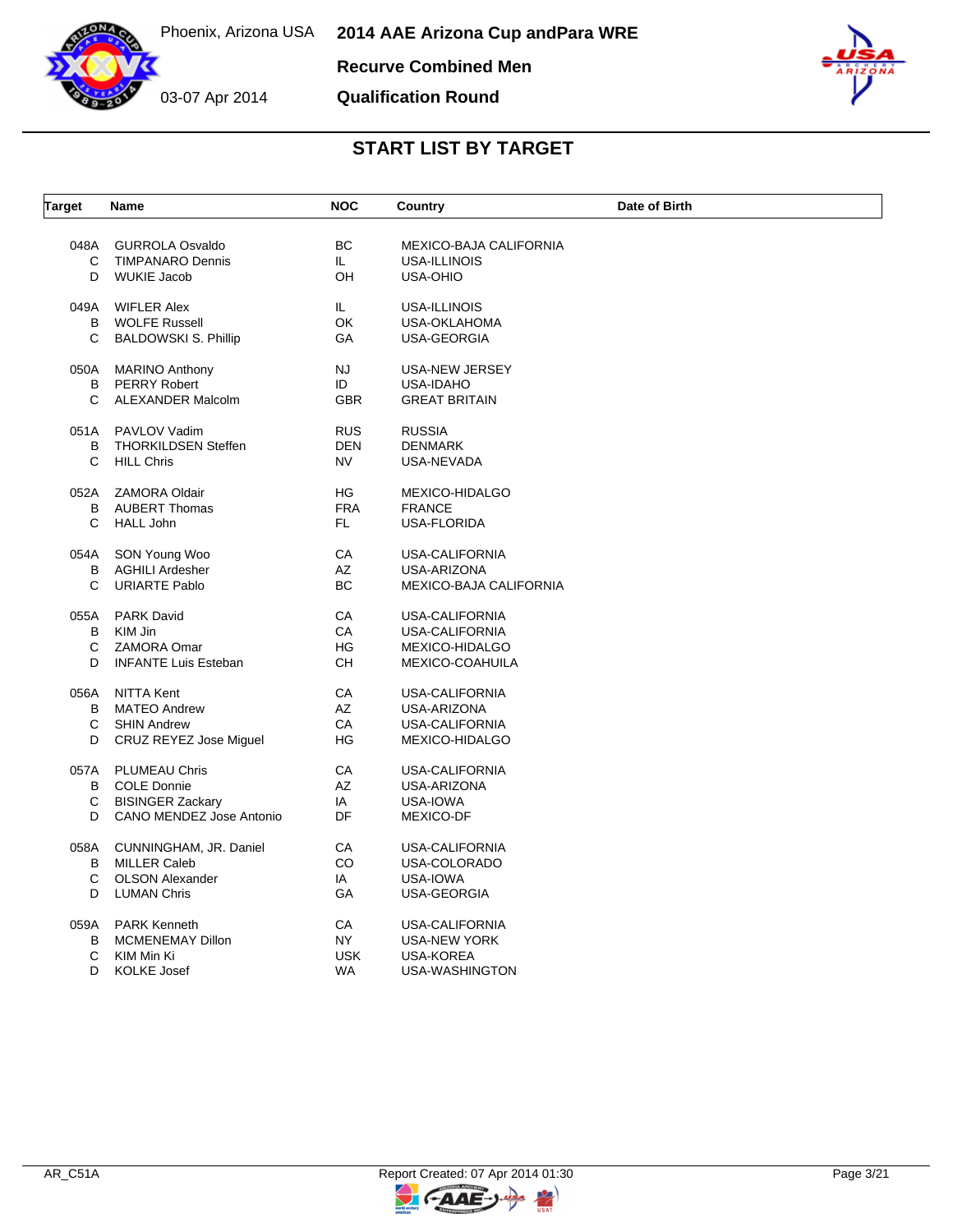# 2014 AAE Arizona Cup andPara WRE

Phoenix, Arizona USA

03-07 Apr 2014

**Recurve Combined Men**

**Qualification Round**

## START LIST BY TARGET

| Target | Name | NOC | Country | Date of Birth |
|---|---|---|---|---|
| 048A | GURROLA Osvaldo | BC | MEXICO-BAJA CALIFORNIA | |
| C | TIMPANARO Dennis | IL | USA-ILLINOIS | |
| D | WUKIE Jacob | OH | USA-OHIO | |
| 049A | WIFLER Alex | IL | USA-ILLINOIS | |
| B | WOLFE Russell | OK | USA-OKLAHOMA | |
| C | BALDOWSKI S. Phillip | GA | USA-GEORGIA | |
| 050A | MARINO Anthony | NJ | USA-NEW JERSEY | |
| B | PERRY Robert | ID | USA-IDAHO | |
| C | ALEXANDER Malcolm | GBR | GREAT BRITAIN | |
| 051A | PAVLOV Vadim | RUS | RUSSIA | |
| B | THORKILDSEN Steffen | DEN | DENMARK | |
| C | HILL Chris | NV | USA-NEVADA | |
| 052A | ZAMORA Oldair | HG | MEXICO-HIDALGO | |
| B | AUBERT Thomas | FRA | FRANCE | |
| C | HALL John | FL | USA-FLORIDA | |
| 054A | SON Young Woo | CA | USA-CALIFORNIA | |
| B | AGHILI Ardesher | AZ | USA-ARIZONA | |
| C | URIARTE Pablo | BC | MEXICO-BAJA CALIFORNIA | |
| 055A | PARK David | CA | USA-CALIFORNIA | |
| B | KIM Jin | CA | USA-CALIFORNIA | |
| C | ZAMORA Omar | HG | MEXICO-HIDALGO | |
| D | INFANTE Luis Esteban | CH | MEXICO-COAHUILA | |
| 056A | NITTA Kent | CA | USA-CALIFORNIA | |
| B | MATEO Andrew | AZ | USA-ARIZONA | |
| C | SHIN Andrew | CA | USA-CALIFORNIA | |
| D | CRUZ REYEZ Jose Miguel | HG | MEXICO-HIDALGO | |
| 057A | PLUMEAU Chris | CA | USA-CALIFORNIA | |
| B | COLE Donnie | AZ | USA-ARIZONA | |
| C | BISINGER Zackary | IA | USA-IOWA | |
| D | CANO MENDEZ Jose Antonio | DF | MEXICO-DF | |
| 058A | CUNNINGHAM, JR. Daniel | CA | USA-CALIFORNIA | |
| B | MILLER Caleb | CO | USA-COLORADO | |
| C | OLSON Alexander | IA | USA-IOWA | |
| D | LUMAN Chris | GA | USA-GEORGIA | |
| 059A | PARK Kenneth | CA | USA-CALIFORNIA | |
| B | MCMENEMAY Dillon | NY | USA-NEW YORK | |
| C | KIM Min Ki | USK | USA-KOREA | |
| D | KOLKE Josef | WA | USA-WASHINGTON | |

AR_C51A — Report Created: 07 Apr 2014 01:30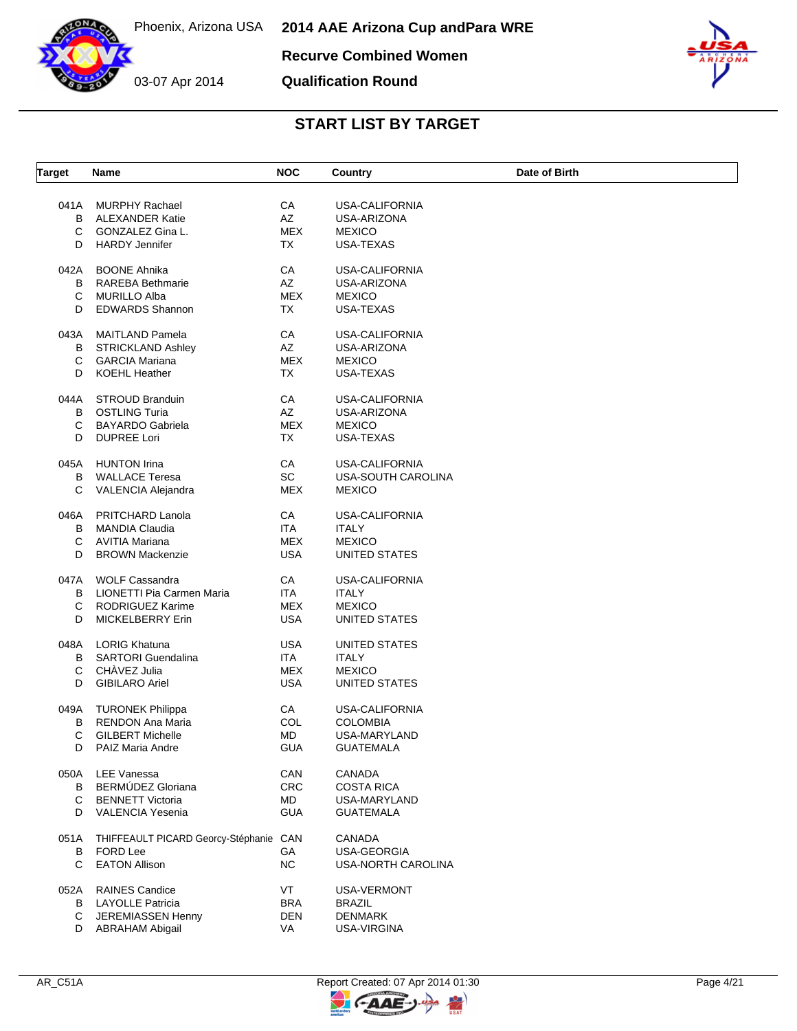# 2014 AAE Arizona Cup andPara WRE

Phoenix, Arizona USA

03-07 Apr 2014

**Recurve Combined Women**

**Qualification Round**

## START LIST BY TARGET

| Target | Name | NOC | Country | Date of Birth |
|---|---|---|---|---|
| 041A | MURPHY Rachael | CA | USA-CALIFORNIA | |
| B | ALEXANDER Katie | AZ | USA-ARIZONA | |
| C | GONZALEZ Gina L. | MEX | MEXICO | |
| D | HARDY Jennifer | TX | USA-TEXAS | |
| 042A | BOONE Ahnika | CA | USA-CALIFORNIA | |
| B | RAREBA Bethmarie | AZ | USA-ARIZONA | |
| C | MURILLO Alba | MEX | MEXICO | |
| D | EDWARDS Shannon | TX | USA-TEXAS | |
| 043A | MAITLAND Pamela | CA | USA-CALIFORNIA | |
| B | STRICKLAND Ashley | AZ | USA-ARIZONA | |
| C | GARCIA Mariana | MEX | MEXICO | |
| D | KOEHL Heather | TX | USA-TEXAS | |
| 044A | STROUD Branduin | CA | USA-CALIFORNIA | |
| B | OSTLING Turia | AZ | USA-ARIZONA | |
| C | BAYARDO Gabriela | MEX | MEXICO | |
| D | DUPREE Lori | TX | USA-TEXAS | |
| 045A | HUNTON Irina | CA | USA-CALIFORNIA | |
| B | WALLACE Teresa | SC | USA-SOUTH CAROLINA | |
| C | VALENCIA Alejandra | MEX | MEXICO | |
| 046A | PRITCHARD Lanola | CA | USA-CALIFORNIA | |
| B | MANDIA Claudia | ITA | ITALY | |
| C | AVITIA Mariana | MEX | MEXICO | |
| D | BROWN Mackenzie | USA | UNITED STATES | |
| 047A | WOLF Cassandra | CA | USA-CALIFORNIA | |
| B | LIONETTI Pia Carmen Maria | ITA | ITALY | |
| C | RODRIGUEZ Karime | MEX | MEXICO | |
| D | MICKELBERRY Erin | USA | UNITED STATES | |
| 048A | LORIG Khatuna | USA | UNITED STATES | |
| B | SARTORI Guendalina | ITA | ITALY | |
| C | CHÀVEZ Julia | MEX | MEXICO | |
| D | GIBILARO Ariel | USA | UNITED STATES | |
| 049A | TURONEK Philippa | CA | USA-CALIFORNIA | |
| B | RENDON Ana Maria | COL | COLOMBIA | |
| C | GILBERT Michelle | MD | USA-MARYLAND | |
| D | PAIZ Maria Andre | GUA | GUATEMALA | |
| 050A | LEE Vanessa | CAN | CANADA | |
| B | BERMÚDEZ Gloriana | CRC | COSTA RICA | |
| C | BENNETT Victoria | MD | USA-MARYLAND | |
| D | VALENCIA Yesenia | GUA | GUATEMALA | |
| 051A | THIFFEAULT PICARD Georcy-Stéphanie | CAN | CANADA | |
| B | FORD Lee | GA | USA-GEORGIA | |
| C | EATON Allison | NC | USA-NORTH CAROLINA | |
| 052A | RAINES Candice | VT | USA-VERMONT | |
| B | LAYOLLE Patricia | BRA | BRAZIL | |
| C | JEREMIASSEN Henny | DEN | DENMARK | |
| D | ABRAHAM Abigail | VA | USA-VIRGINA | |

AR_C51A — Report Created: 07 Apr 2014 01:30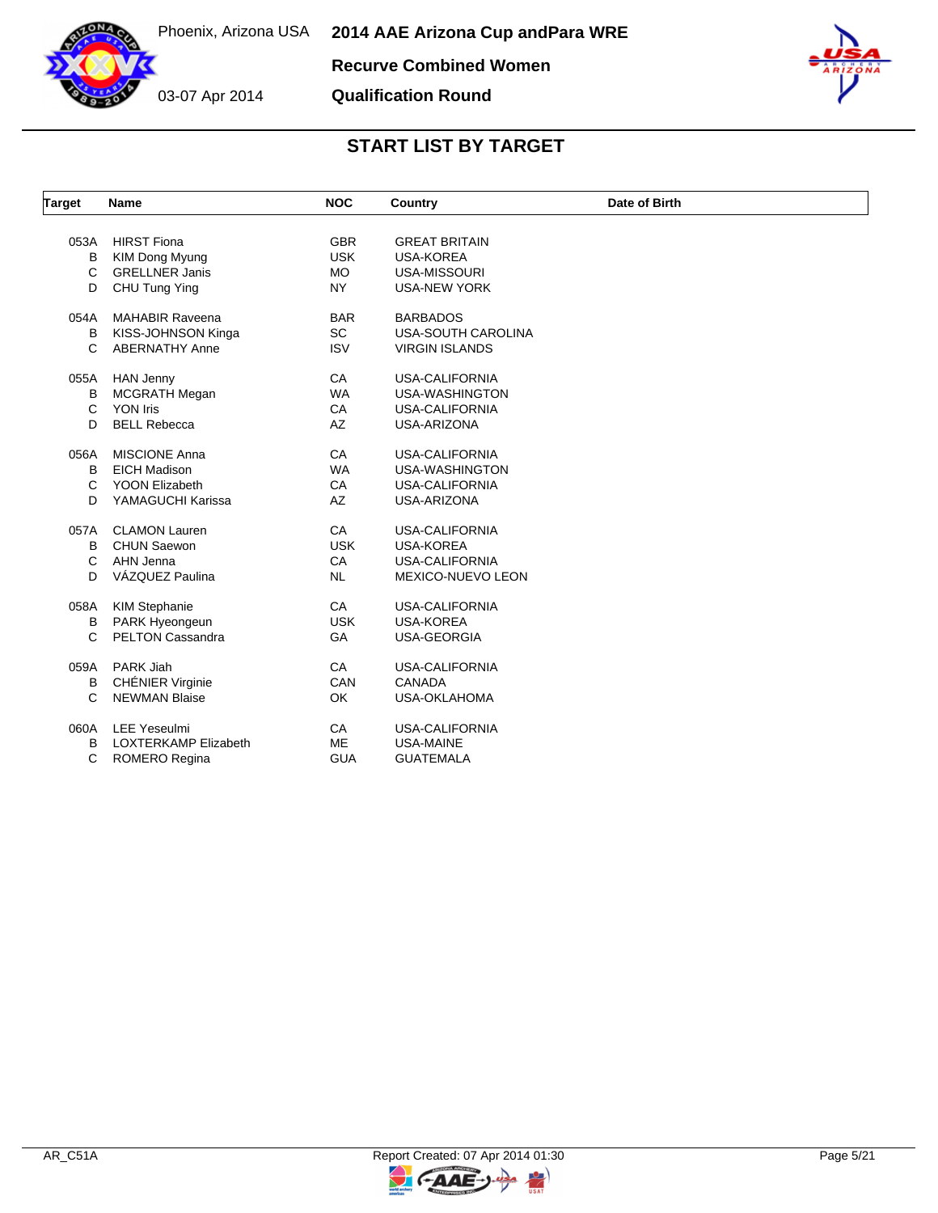# 2014 AAE Arizona Cup andPara WRE

Phoenix, Arizona USA

03-07 Apr 2014

**Recurve Combined Women**

**Qualification Round**

## START LIST BY TARGET

| Target | Name | NOC | Country | Date of Birth |
|---|---|---|---|---|
| 053A | HIRST Fiona | GBR | GREAT BRITAIN | |
| B | KIM Dong Myung | USK | USA-KOREA | |
| C | GRELLNER Janis | MO | USA-MISSOURI | |
| D | CHU Tung Ying | NY | USA-NEW YORK | |
| 054A | MAHABIR Raveena | BAR | BARBADOS | |
| B | KISS-JOHNSON Kinga | SC | USA-SOUTH CAROLINA | |
| C | ABERNATHY Anne | ISV | VIRGIN ISLANDS | |
| 055A | HAN Jenny | CA | USA-CALIFORNIA | |
| B | MCGRATH Megan | WA | USA-WASHINGTON | |
| C | YON Iris | CA | USA-CALIFORNIA | |
| D | BELL Rebecca | AZ | USA-ARIZONA | |
| 056A | MISCIONE Anna | CA | USA-CALIFORNIA | |
| B | EICH Madison | WA | USA-WASHINGTON | |
| C | YOON Elizabeth | CA | USA-CALIFORNIA | |
| D | YAMAGUCHI Karissa | AZ | USA-ARIZONA | |
| 057A | CLAMON Lauren | CA | USA-CALIFORNIA | |
| B | CHUN Saewon | USK | USA-KOREA | |
| C | AHN Jenna | CA | USA-CALIFORNIA | |
| D | VÁZQUEZ Paulina | NL | MEXICO-NUEVO LEON | |
| 058A | KIM Stephanie | CA | USA-CALIFORNIA | |
| B | PARK Hyeongeun | USK | USA-KOREA | |
| C | PELTON Cassandra | GA | USA-GEORGIA | |
| 059A | PARK Jiah | CA | USA-CALIFORNIA | |
| B | CHÉNIER Virginie | CAN | CANADA | |
| C | NEWMAN Blaise | OK | USA-OKLAHOMA | |
| 060A | LEE Yeseulmi | CA | USA-CALIFORNIA | |
| B | LOXTERKAMP Elizabeth | ME | USA-MAINE | |
| C | ROMERO Regina | GUA | GUATEMALA | |

AR_C51A

Report Created: 07 Apr 2014 01:30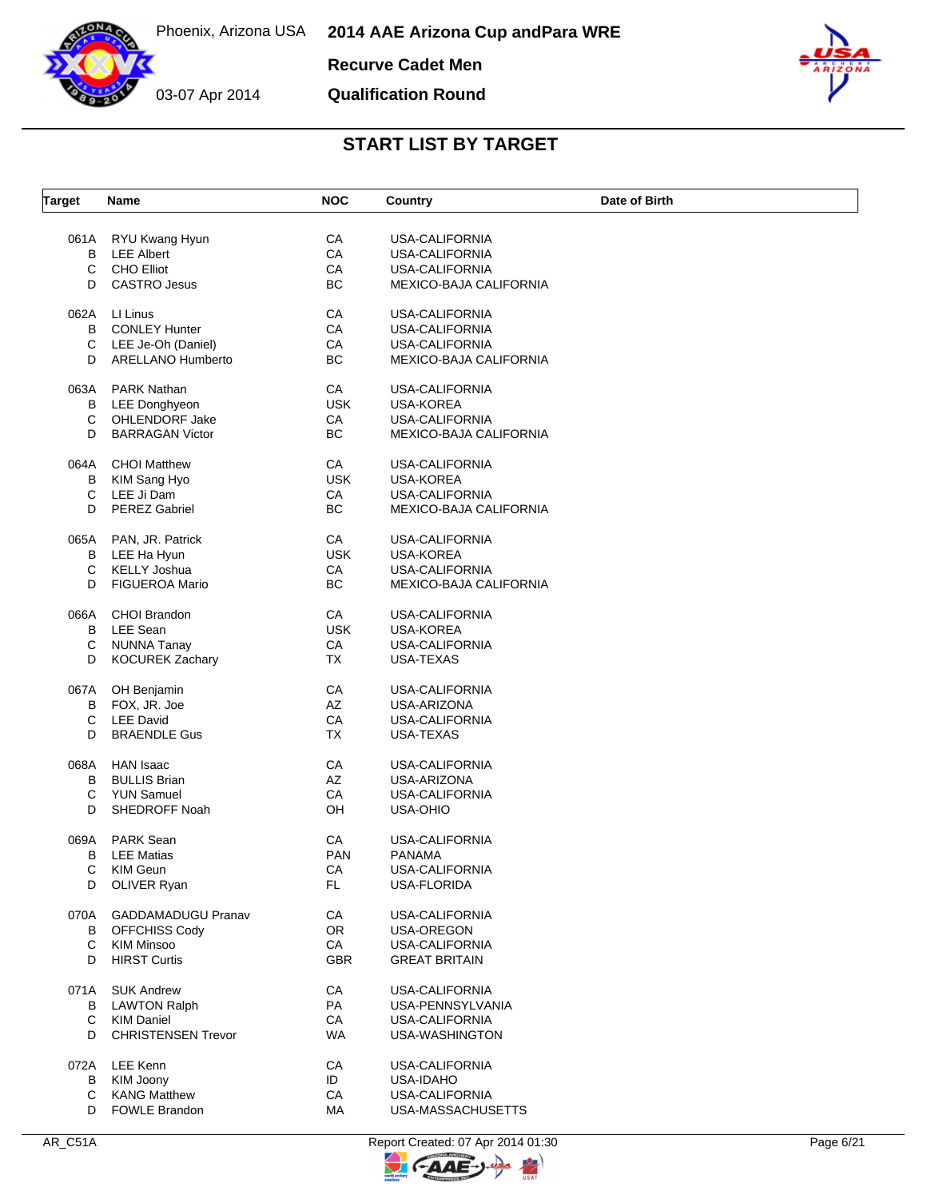# 2014 AAE Arizona Cup andPara WRE

Phoenix, Arizona USA

03-07 Apr 2014

**Recurve Cadet Men**

**Qualification Round**

## START LIST BY TARGET

| Target | Name | NOC | Country | Date of Birth |
|---|---|---|---|---|
| 061A | RYU Kwang Hyun | CA | USA-CALIFORNIA | |
| B | LEE Albert | CA | USA-CALIFORNIA | |
| C | CHO Elliot | CA | USA-CALIFORNIA | |
| D | CASTRO Jesus | BC | MEXICO-BAJA CALIFORNIA | |
| 062A | LI Linus | CA | USA-CALIFORNIA | |
| B | CONLEY Hunter | CA | USA-CALIFORNIA | |
| C | LEE Je-Oh (Daniel) | CA | USA-CALIFORNIA | |
| D | ARELLANO Humberto | BC | MEXICO-BAJA CALIFORNIA | |
| 063A | PARK Nathan | CA | USA-CALIFORNIA | |
| B | LEE Donghyeon | USK | USA-KOREA | |
| C | OHLENDORF Jake | CA | USA-CALIFORNIA | |
| D | BARRAGAN Victor | BC | MEXICO-BAJA CALIFORNIA | |
| 064A | CHOI Matthew | CA | USA-CALIFORNIA | |
| B | KIM Sang Hyo | USK | USA-KOREA | |
| C | LEE Ji Dam | CA | USA-CALIFORNIA | |
| D | PEREZ Gabriel | BC | MEXICO-BAJA CALIFORNIA | |
| 065A | PAN, JR. Patrick | CA | USA-CALIFORNIA | |
| B | LEE Ha Hyun | USK | USA-KOREA | |
| C | KELLY Joshua | CA | USA-CALIFORNIA | |
| D | FIGUEROA Mario | BC | MEXICO-BAJA CALIFORNIA | |
| 066A | CHOI Brandon | CA | USA-CALIFORNIA | |
| B | LEE Sean | USK | USA-KOREA | |
| C | NUNNA Tanay | CA | USA-CALIFORNIA | |
| D | KOCUREK Zachary | TX | USA-TEXAS | |
| 067A | OH Benjamin | CA | USA-CALIFORNIA | |
| B | FOX, JR. Joe | AZ | USA-ARIZONA | |
| C | LEE David | CA | USA-CALIFORNIA | |
| D | BRAENDLE Gus | TX | USA-TEXAS | |
| 068A | HAN Isaac | CA | USA-CALIFORNIA | |
| B | BULLIS Brian | AZ | USA-ARIZONA | |
| C | YUN Samuel | CA | USA-CALIFORNIA | |
| D | SHEDROFF Noah | OH | USA-OHIO | |
| 069A | PARK Sean | CA | USA-CALIFORNIA | |
| B | LEE Matias | PAN | PANAMA | |
| C | KIM Geun | CA | USA-CALIFORNIA | |
| D | OLIVER Ryan | FL | USA-FLORIDA | |
| 070A | GADDAMADUGU Pranav | CA | USA-CALIFORNIA | |
| B | OFFCHISS Cody | OR | USA-OREGON | |
| C | KIM Minsoo | CA | USA-CALIFORNIA | |
| D | HIRST Curtis | GBR | GREAT BRITAIN | |
| 071A | SUK Andrew | CA | USA-CALIFORNIA | |
| B | LAWTON Ralph | PA | USA-PENNSYLVANIA | |
| C | KIM Daniel | CA | USA-CALIFORNIA | |
| D | CHRISTENSEN Trevor | WA | USA-WASHINGTON | |
| 072A | LEE Kenn | CA | USA-CALIFORNIA | |
| B | KIM Joony | ID | USA-IDAHO | |
| C | KANG Matthew | CA | USA-CALIFORNIA | |
| D | FOWLE Brandon | MA | USA-MASSACHUSETTS | |

AR_C51A Report Created: 07 Apr 2014 01:30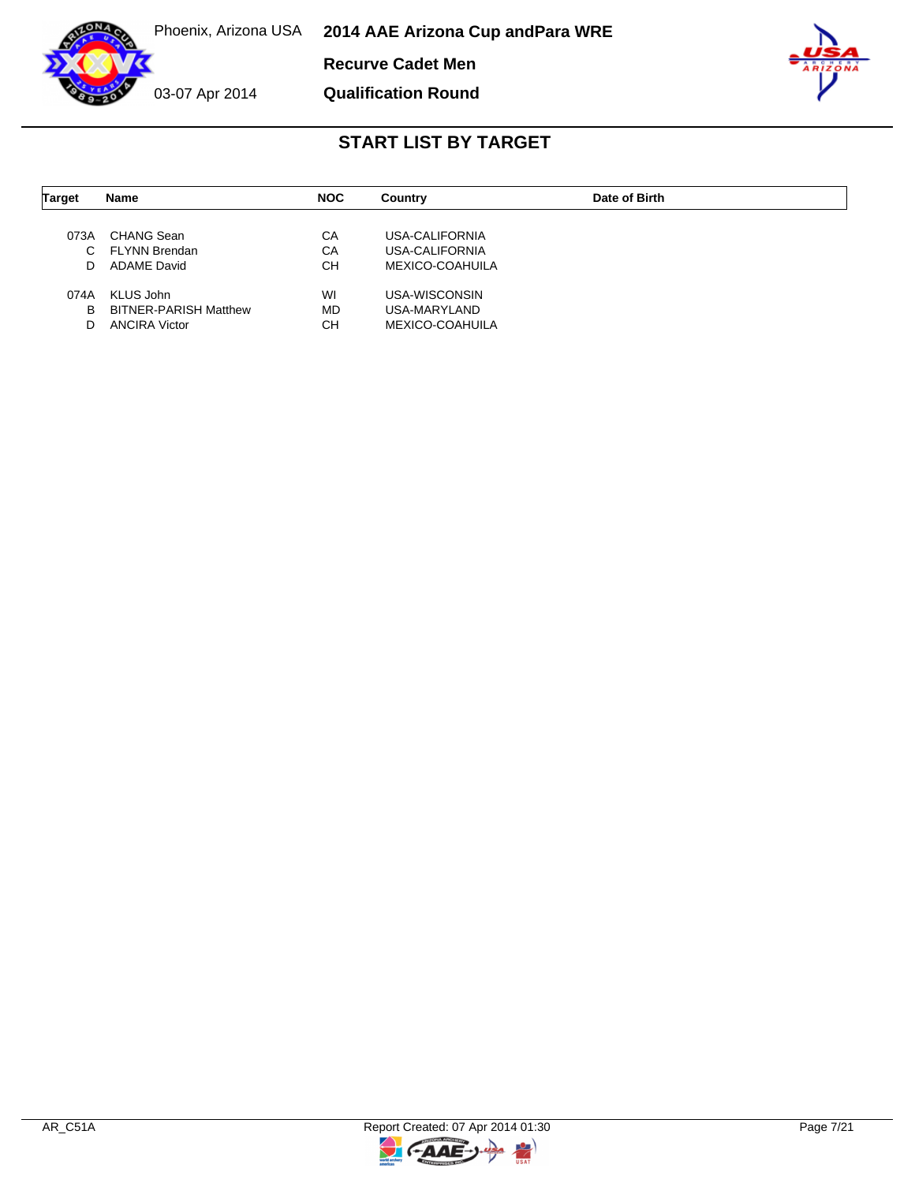# 2014 AAE Arizona Cup andPara WRE

Phoenix, Arizona USA

03-07 Apr 2014

**Recurve Cadet Men**

**Qualification Round**

## START LIST BY TARGET

| Target | Name | NOC | Country | Date of Birth |
|---|---|---|---|---|
| 073A | CHANG Sean | CA | USA-CALIFORNIA | |
| C | FLYNN Brendan | CA | USA-CALIFORNIA | |
| D | ADAME David | CH | MEXICO-COAHUILA | |
| 074A | KLUS John | WI | USA-WISCONSIN | |
| B | BITNER-PARISH Matthew | MD | USA-MARYLAND | |
| D | ANCIRA Victor | CH | MEXICO-COAHUILA | |

AR_C51A

Report Created: 07 Apr 2014 01:30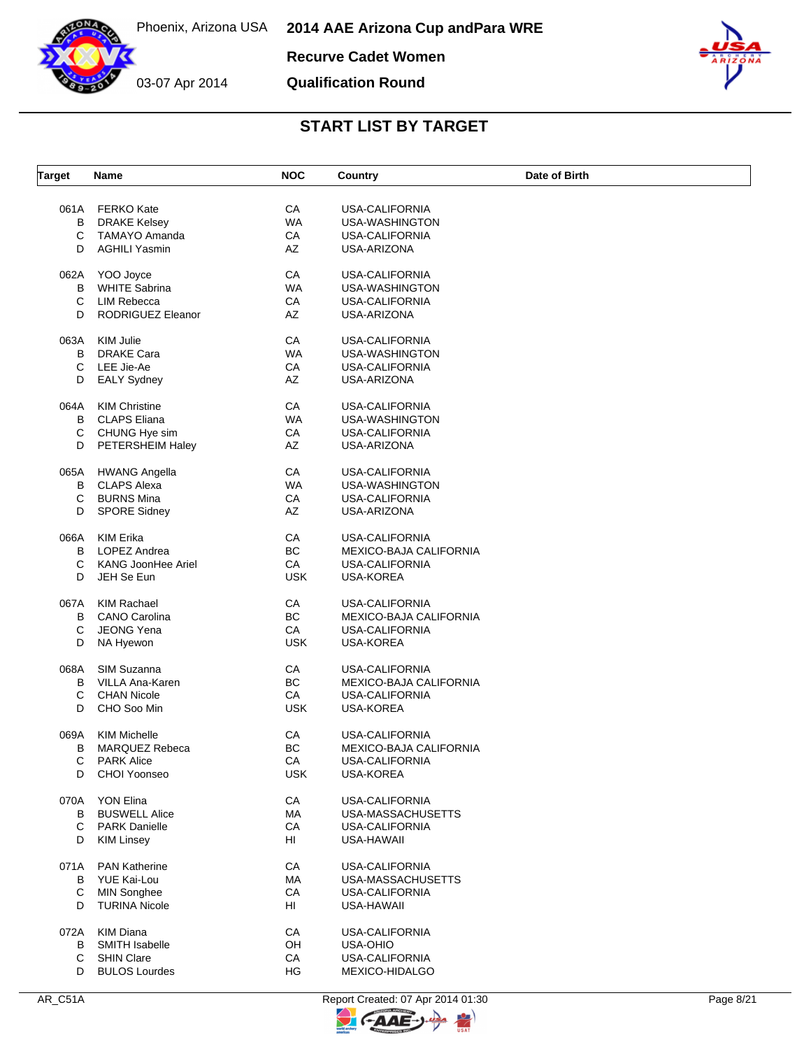# 2014 AAE Arizona Cup andPara WRE

Phoenix, Arizona USA

03-07 Apr 2014

## Recurve Cadet Women

## Qualification Round

## START LIST BY TARGET

| Target | Name | NOC | Country | Date of Birth |
|---|---|---|---|---|
| 061A | FERKO Kate | CA | USA-CALIFORNIA | |
| B | DRAKE Kelsey | WA | USA-WASHINGTON | |
| C | TAMAYO Amanda | CA | USA-CALIFORNIA | |
| D | AGHILI Yasmin | AZ | USA-ARIZONA | |
| 062A | YOO Joyce | CA | USA-CALIFORNIA | |
| B | WHITE Sabrina | WA | USA-WASHINGTON | |
| C | LIM Rebecca | CA | USA-CALIFORNIA | |
| D | RODRIGUEZ Eleanor | AZ | USA-ARIZONA | |
| 063A | KIM Julie | CA | USA-CALIFORNIA | |
| B | DRAKE Cara | WA | USA-WASHINGTON | |
| C | LEE Jie-Ae | CA | USA-CALIFORNIA | |
| D | EALY Sydney | AZ | USA-ARIZONA | |
| 064A | KIM Christine | CA | USA-CALIFORNIA | |
| B | CLAPS Eliana | WA | USA-WASHINGTON | |
| C | CHUNG Hye sim | CA | USA-CALIFORNIA | |
| D | PETERSHEIM Haley | AZ | USA-ARIZONA | |
| 065A | HWANG Angella | CA | USA-CALIFORNIA | |
| B | CLAPS Alexa | WA | USA-WASHINGTON | |
| C | BURNS Mina | CA | USA-CALIFORNIA | |
| D | SPORE Sidney | AZ | USA-ARIZONA | |
| 066A | KIM Erika | CA | USA-CALIFORNIA | |
| B | LOPEZ Andrea | BC | MEXICO-BAJA CALIFORNIA | |
| C | KANG JoonHee Ariel | CA | USA-CALIFORNIA | |
| D | JEH Se Eun | USK | USA-KOREA | |
| 067A | KIM Rachael | CA | USA-CALIFORNIA | |
| B | CANO Carolina | BC | MEXICO-BAJA CALIFORNIA | |
| C | JEONG Yena | CA | USA-CALIFORNIA | |
| D | NA Hyewon | USK | USA-KOREA | |
| 068A | SIM Suzanna | CA | USA-CALIFORNIA | |
| B | VILLA Ana-Karen | BC | MEXICO-BAJA CALIFORNIA | |
| C | CHAN Nicole | CA | USA-CALIFORNIA | |
| D | CHO Soo Min | USK | USA-KOREA | |
| 069A | KIM Michelle | CA | USA-CALIFORNIA | |
| B | MARQUEZ Rebeca | BC | MEXICO-BAJA CALIFORNIA | |
| C | PARK Alice | CA | USA-CALIFORNIA | |
| D | CHOI Yoonseo | USK | USA-KOREA | |
| 070A | YON Elina | CA | USA-CALIFORNIA | |
| B | BUSWELL Alice | MA | USA-MASSACHUSETTS | |
| C | PARK Danielle | CA | USA-CALIFORNIA | |
| D | KIM Linsey | HI | USA-HAWAII | |
| 071A | PAN Katherine | CA | USA-CALIFORNIA | |
| B | YUE Kai-Lou | MA | USA-MASSACHUSETTS | |
| C | MIN Songhee | CA | USA-CALIFORNIA | |
| D | TURINA Nicole | HI | USA-HAWAII | |
| 072A | KIM Diana | CA | USA-CALIFORNIA | |
| B | SMITH Isabelle | OH | USA-OHIO | |
| C | SHIN Clare | CA | USA-CALIFORNIA | |
| D | BULOS Lourdes | HG | MEXICO-HIDALGO | |

AR_C51A    Report Created: 07 Apr 2014 01:30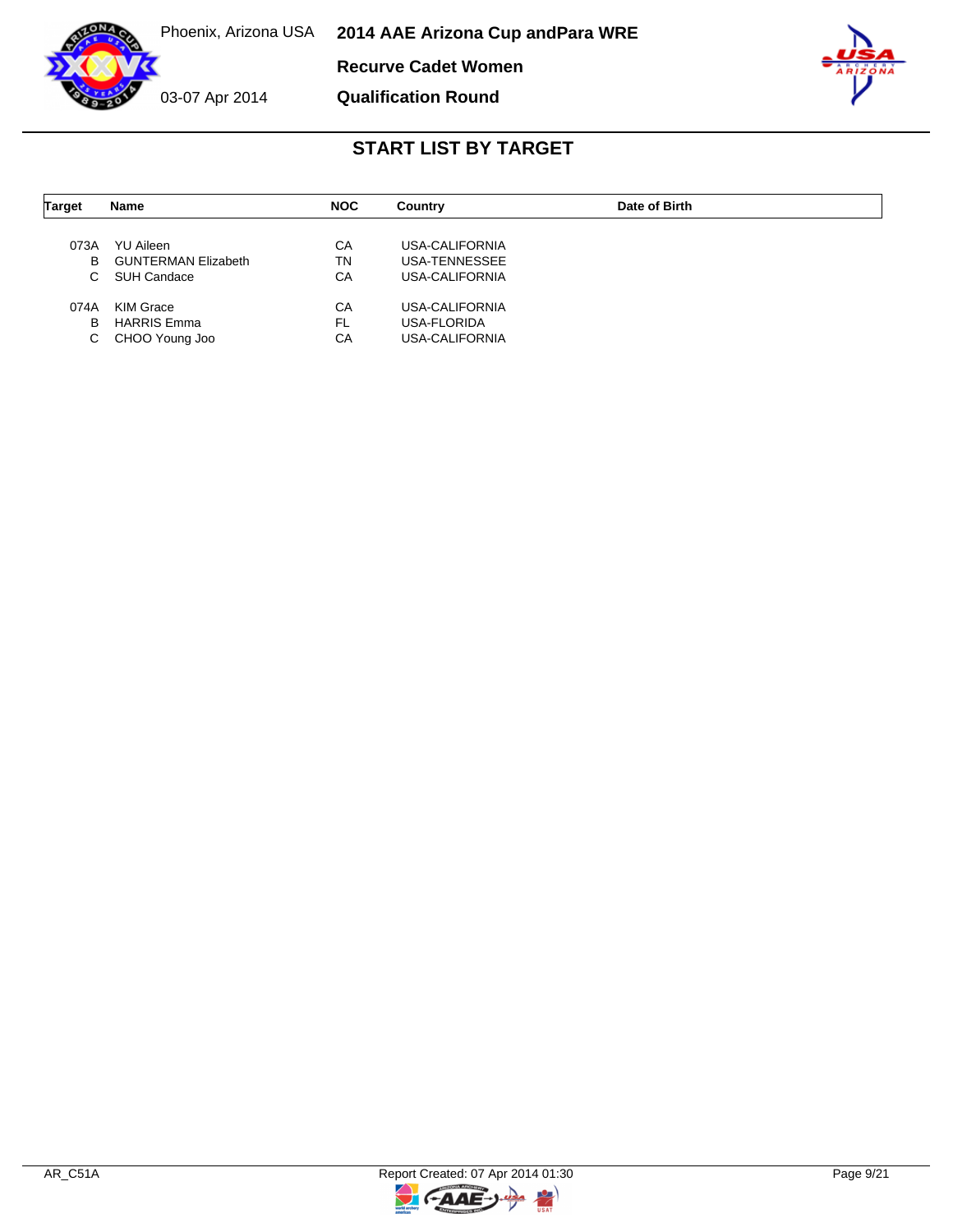Phoenix, Arizona USA

03-07 Apr 2014

**2014 AAE Arizona Cup andPara WRE**

**Recurve Cadet Women**

**Qualification Round**

## START LIST BY TARGET

| Target | Name | NOC | Country | Date of Birth |
|---|---|---|---|---|
| 073A | YU Aileen | CA | USA-CALIFORNIA | |
| B | GUNTERMAN Elizabeth | TN | USA-TENNESSEE | |
| C | SUH Candace | CA | USA-CALIFORNIA | |
| 074A | KIM Grace | CA | USA-CALIFORNIA | |
| B | HARRIS Emma | FL | USA-FLORIDA | |
| C | CHOO Young Joo | CA | USA-CALIFORNIA | |

AR_C51A

Report Created: 07 Apr 2014 01:30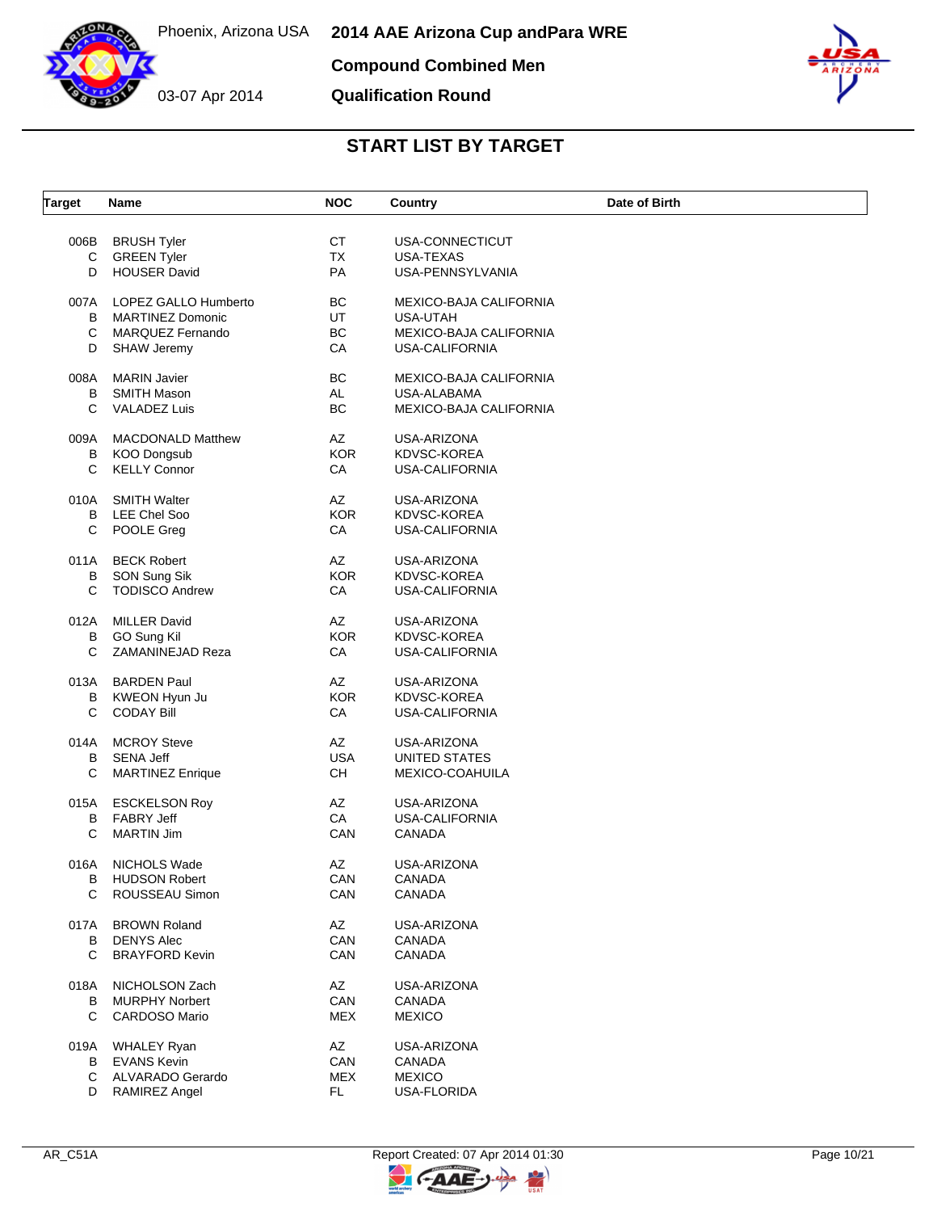# 2014 AAE Arizona Cup andPara WRE

Phoenix, Arizona USA

03-07 Apr 2014

**Compound Combined Men**

**Qualification Round**

## START LIST BY TARGET

| Target | Name | NOC | Country | Date of Birth |
|---|---|---|---|---|
| 006B | BRUSH Tyler | CT | USA-CONNECTICUT | |
| C | GREEN Tyler | TX | USA-TEXAS | |
| D | HOUSER David | PA | USA-PENNSYLVANIA | |
| 007A | LOPEZ GALLO Humberto | BC | MEXICO-BAJA CALIFORNIA | |
| B | MARTINEZ Domonic | UT | USA-UTAH | |
| C | MARQUEZ Fernando | BC | MEXICO-BAJA CALIFORNIA | |
| D | SHAW Jeremy | CA | USA-CALIFORNIA | |
| 008A | MARIN Javier | BC | MEXICO-BAJA CALIFORNIA | |
| B | SMITH Mason | AL | USA-ALABAMA | |
| C | VALADEZ Luis | BC | MEXICO-BAJA CALIFORNIA | |
| 009A | MACDONALD Matthew | AZ | USA-ARIZONA | |
| B | KOO Dongsub | KOR | KDVSC-KOREA | |
| C | KELLY Connor | CA | USA-CALIFORNIA | |
| 010A | SMITH Walter | AZ | USA-ARIZONA | |
| B | LEE Chel Soo | KOR | KDVSC-KOREA | |
| C | POOLE Greg | CA | USA-CALIFORNIA | |
| 011A | BECK Robert | AZ | USA-ARIZONA | |
| B | SON Sung Sik | KOR | KDVSC-KOREA | |
| C | TODISCO Andrew | CA | USA-CALIFORNIA | |
| 012A | MILLER David | AZ | USA-ARIZONA | |
| B | GO Sung Kil | KOR | KDVSC-KOREA | |
| C | ZAMANINEJAD Reza | CA | USA-CALIFORNIA | |
| 013A | BARDEN Paul | AZ | USA-ARIZONA | |
| B | KWEON Hyun Ju | KOR | KDVSC-KOREA | |
| C | CODAY Bill | CA | USA-CALIFORNIA | |
| 014A | MCROY Steve | AZ | USA-ARIZONA | |
| B | SENA Jeff | USA | UNITED STATES | |
| C | MARTINEZ Enrique | CH | MEXICO-COAHUILA | |
| 015A | ESCKELSON Roy | AZ | USA-ARIZONA | |
| B | FABRY Jeff | CA | USA-CALIFORNIA | |
| C | MARTIN Jim | CAN | CANADA | |
| 016A | NICHOLS Wade | AZ | USA-ARIZONA | |
| B | HUDSON Robert | CAN | CANADA | |
| C | ROUSSEAU Simon | CAN | CANADA | |
| 017A | BROWN Roland | AZ | USA-ARIZONA | |
| B | DENYS Alec | CAN | CANADA | |
| C | BRAYFORD Kevin | CAN | CANADA | |
| 018A | NICHOLSON Zach | AZ | USA-ARIZONA | |
| B | MURPHY Norbert | CAN | CANADA | |
| C | CARDOSO Mario | MEX | MEXICO | |
| 019A | WHALEY Ryan | AZ | USA-ARIZONA | |
| B | EVANS Kevin | CAN | CANADA | |
| C | ALVARADO Gerardo | MEX | MEXICO | |
| D | RAMIREZ Angel | FL | USA-FLORIDA | |

AR_C51A Report Created: 07 Apr 2014 01:30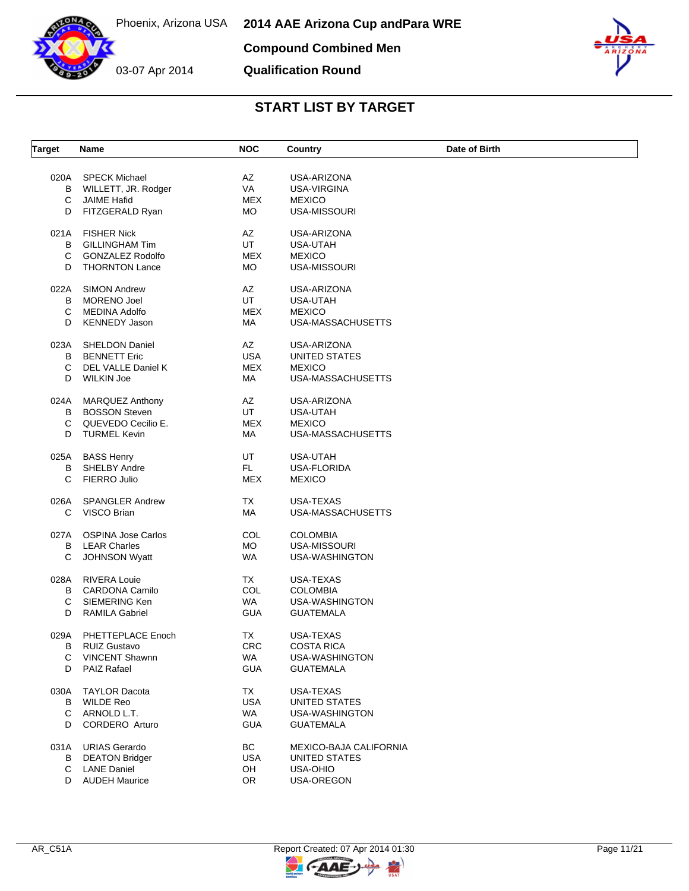# 2014 AAE Arizona Cup andPara WRE

Phoenix, Arizona USA

03-07 Apr 2014

## Compound Combined Men

## Qualification Round

## START LIST BY TARGET

| Target | Name | NOC | Country | Date of Birth |
|---|---|---|---|---|
| 020A | SPECK Michael | AZ | USA-ARIZONA | |
| B | WILLETT, JR. Rodger | VA | USA-VIRGINA | |
| C | JAIME Hafid | MEX | MEXICO | |
| D | FITZGERALD Ryan | MO | USA-MISSOURI | |
| 021A | FISHER Nick | AZ | USA-ARIZONA | |
| B | GILLINGHAM Tim | UT | USA-UTAH | |
| C | GONZALEZ Rodolfo | MEX | MEXICO | |
| D | THORNTON Lance | MO | USA-MISSOURI | |
| 022A | SIMON Andrew | AZ | USA-ARIZONA | |
| B | MORENO Joel | UT | USA-UTAH | |
| C | MEDINA Adolfo | MEX | MEXICO | |
| D | KENNEDY Jason | MA | USA-MASSACHUSETTS | |
| 023A | SHELDON Daniel | AZ | USA-ARIZONA | |
| B | BENNETT Eric | USA | UNITED STATES | |
| C | DEL VALLE Daniel K | MEX | MEXICO | |
| D | WILKIN Joe | MA | USA-MASSACHUSETTS | |
| 024A | MARQUEZ Anthony | AZ | USA-ARIZONA | |
| B | BOSSON Steven | UT | USA-UTAH | |
| C | QUEVEDO Cecilio E. | MEX | MEXICO | |
| D | TURMEL Kevin | MA | USA-MASSACHUSETTS | |
| 025A | BASS Henry | UT | USA-UTAH | |
| B | SHELBY Andre | FL | USA-FLORIDA | |
| C | FIERRO Julio | MEX | MEXICO | |
| 026A | SPANGLER Andrew | TX | USA-TEXAS | |
| C | VISCO Brian | MA | USA-MASSACHUSETTS | |
| 027A | OSPINA Jose Carlos | COL | COLOMBIA | |
| B | LEAR Charles | MO | USA-MISSOURI | |
| C | JOHNSON Wyatt | WA | USA-WASHINGTON | |
| 028A | RIVERA Louie | TX | USA-TEXAS | |
| B | CARDONA Camilo | COL | COLOMBIA | |
| C | SIEMERING Ken | WA | USA-WASHINGTON | |
| D | RAMILA Gabriel | GUA | GUATEMALA | |
| 029A | PHETTEPLACE Enoch | TX | USA-TEXAS | |
| B | RUIZ Gustavo | CRC | COSTA RICA | |
| C | VINCENT Shawnn | WA | USA-WASHINGTON | |
| D | PAIZ Rafael | GUA | GUATEMALA | |
| 030A | TAYLOR Dacota | TX | USA-TEXAS | |
| B | WILDE Reo | USA | UNITED STATES | |
| C | ARNOLD L.T. | WA | USA-WASHINGTON | |
| D | CORDERO Arturo | GUA | GUATEMALA | |
| 031A | URIAS Gerardo | BC | MEXICO-BAJA CALIFORNIA | |
| B | DEATON Bridger | USA | UNITED STATES | |
| C | LANE Daniel | OH | USA-OHIO | |
| D | AUDEH Maurice | OR | USA-OREGON | |

AR_C51A Report Created: 07 Apr 2014 01:30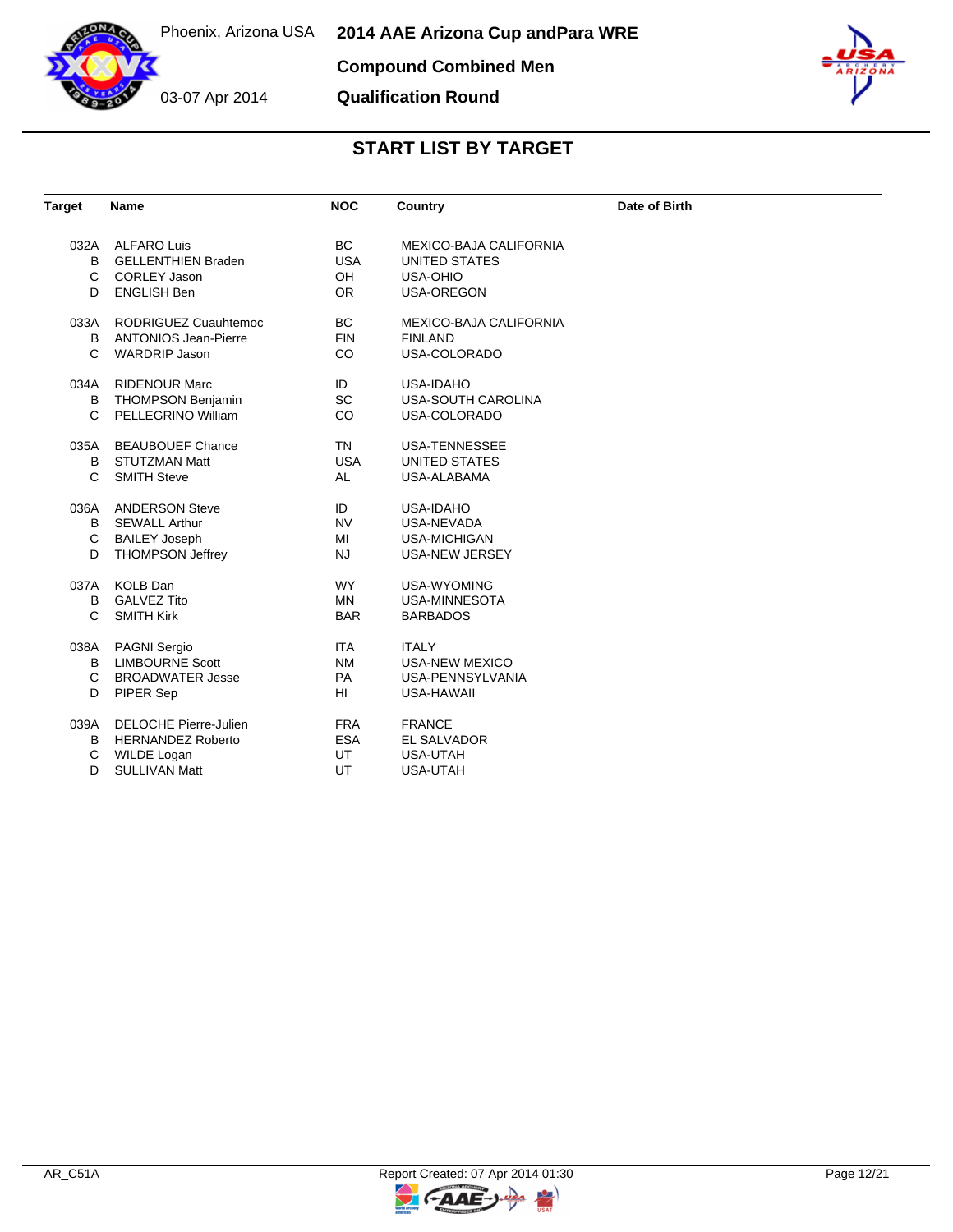Phoenix, Arizona USA

03-07 Apr 2014

# 2014 AAE Arizona Cup andPara WRE

## Compound Combined Men

## Qualification Round

### START LIST BY TARGET

| Target | Name | NOC | Country | Date of Birth |
|---|---|---|---|---|
| 032A | ALFARO Luis | BC | MEXICO-BAJA CALIFORNIA | |
| B | GELLENTHIEN Braden | USA | UNITED STATES | |
| C | CORLEY Jason | OH | USA-OHIO | |
| D | ENGLISH Ben | OR | USA-OREGON | |
| 033A | RODRIGUEZ Cuauhtemoc | BC | MEXICO-BAJA CALIFORNIA | |
| B | ANTONIOS Jean-Pierre | FIN | FINLAND | |
| C | WARDRIP Jason | CO | USA-COLORADO | |
| 034A | RIDENOUR Marc | ID | USA-IDAHO | |
| B | THOMPSON Benjamin | SC | USA-SOUTH CAROLINA | |
| C | PELLEGRINO William | CO | USA-COLORADO | |
| 035A | BEAUBOUEF Chance | TN | USA-TENNESSEE | |
| B | STUTZMAN Matt | USA | UNITED STATES | |
| C | SMITH Steve | AL | USA-ALABAMA | |
| 036A | ANDERSON Steve | ID | USA-IDAHO | |
| B | SEWALL Arthur | NV | USA-NEVADA | |
| C | BAILEY Joseph | MI | USA-MICHIGAN | |
| D | THOMPSON Jeffrey | NJ | USA-NEW JERSEY | |
| 037A | KOLB Dan | WY | USA-WYOMING | |
| B | GALVEZ Tito | MN | USA-MINNESOTA | |
| C | SMITH Kirk | BAR | BARBADOS | |
| 038A | PAGNI Sergio | ITA | ITALY | |
| B | LIMBOURNE Scott | NM | USA-NEW MEXICO | |
| C | BROADWATER Jesse | PA | USA-PENNSYLVANIA | |
| D | PIPER Sep | HI | USA-HAWAII | |
| 039A | DELOCHE Pierre-Julien | FRA | FRANCE | |
| B | HERNANDEZ Roberto | ESA | EL SALVADOR | |
| C | WILDE Logan | UT | USA-UTAH | |
| D | SULLIVAN Matt | UT | USA-UTAH | |

AR_C51A

Report Created: 07 Apr 2014 01:30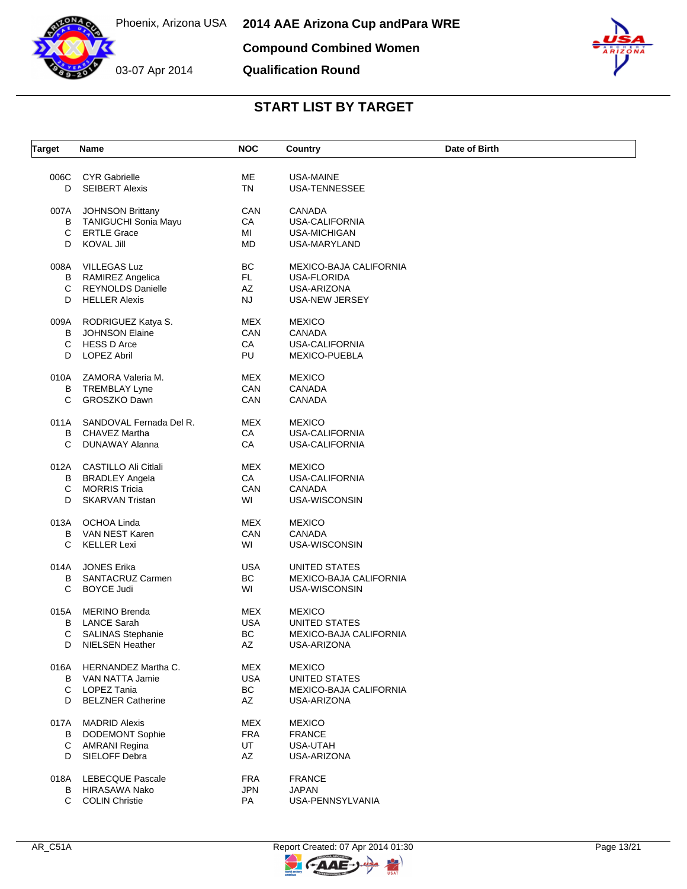Phoenix, Arizona USA

03-07 Apr 2014

# 2014 AAE Arizona Cup andPara WRE

## Compound Combined Women

## Qualification Round

## START LIST BY TARGET

| Target | Name | NOC | Country | Date of Birth |
|---|---|---|---|---|
| 006C | CYR Gabrielle | ME | USA-MAINE | |
| D | SEIBERT Alexis | TN | USA-TENNESSEE | |
| 007A | JOHNSON Brittany | CAN | CANADA | |
| B | TANIGUCHI Sonia Mayu | CA | USA-CALIFORNIA | |
| C | ERTLE Grace | MI | USA-MICHIGAN | |
| D | KOVAL Jill | MD | USA-MARYLAND | |
| 008A | VILLEGAS Luz | BC | MEXICO-BAJA CALIFORNIA | |
| B | RAMIREZ Angelica | FL | USA-FLORIDA | |
| C | REYNOLDS Danielle | AZ | USA-ARIZONA | |
| D | HELLER Alexis | NJ | USA-NEW JERSEY | |
| 009A | RODRIGUEZ Katya S. | MEX | MEXICO | |
| B | JOHNSON Elaine | CAN | CANADA | |
| C | HESS D Arce | CA | USA-CALIFORNIA | |
| D | LOPEZ Abril | PU | MEXICO-PUEBLA | |
| 010A | ZAMORA Valeria M. | MEX | MEXICO | |
| B | TREMBLAY Lyne | CAN | CANADA | |
| C | GROSZKO Dawn | CAN | CANADA | |
| 011A | SANDOVAL Fernada Del R. | MEX | MEXICO | |
| B | CHAVEZ Martha | CA | USA-CALIFORNIA | |
| C | DUNAWAY Alanna | CA | USA-CALIFORNIA | |
| 012A | CASTILLO Ali Citlali | MEX | MEXICO | |
| B | BRADLEY Angela | CA | USA-CALIFORNIA | |
| C | MORRIS Tricia | CAN | CANADA | |
| D | SKARVAN Tristan | WI | USA-WISCONSIN | |
| 013A | OCHOA Linda | MEX | MEXICO | |
| B | VAN NEST Karen | CAN | CANADA | |
| C | KELLER Lexi | WI | USA-WISCONSIN | |
| 014A | JONES Erika | USA | UNITED STATES | |
| B | SANTACRUZ Carmen | BC | MEXICO-BAJA CALIFORNIA | |
| C | BOYCE Judi | WI | USA-WISCONSIN | |
| 015A | MERINO Brenda | MEX | MEXICO | |
| B | LANCE Sarah | USA | UNITED STATES | |
| C | SALINAS Stephanie | BC | MEXICO-BAJA CALIFORNIA | |
| D | NIELSEN Heather | AZ | USA-ARIZONA | |
| 016A | HERNANDEZ Martha C. | MEX | MEXICO | |
| B | VAN NATTA Jamie | USA | UNITED STATES | |
| C | LOPEZ Tania | BC | MEXICO-BAJA CALIFORNIA | |
| D | BELZNER Catherine | AZ | USA-ARIZONA | |
| 017A | MADRID Alexis | MEX | MEXICO | |
| B | DODEMONT Sophie | FRA | FRANCE | |
| C | AMRANI Regina | UT | USA-UTAH | |
| D | SIELOFF Debra | AZ | USA-ARIZONA | |
| 018A | LEBECQUE Pascale | FRA | FRANCE | |
| B | HIRASAWA Nako | JPN | JAPAN | |
| C | COLIN Christie | PA | USA-PENNSYLVANIA | |

AR_C51A — Report Created: 07 Apr 2014 01:30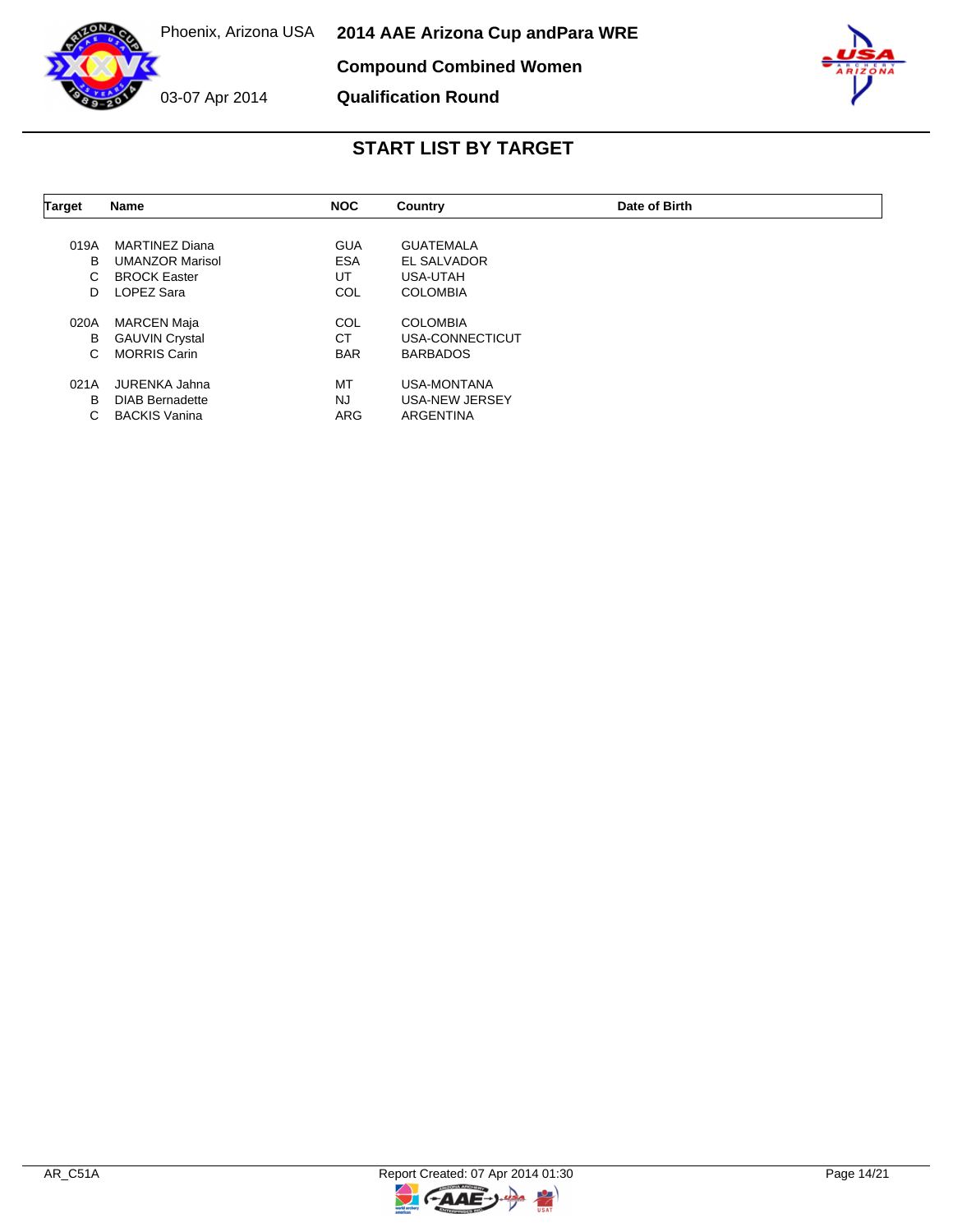Phoenix, Arizona USA

03-07 Apr 2014

# 2014 AAE Arizona Cup andPara WRE

## Compound Combined Women

## Qualification Round

## START LIST BY TARGET

| Target | Name | NOC | Country | Date of Birth |
|---|---|---|---|---|
| 019A | MARTINEZ Diana | GUA | GUATEMALA | |
| B | UMANZOR Marisol | ESA | EL SALVADOR | |
| C | BROCK Easter | UT | USA-UTAH | |
| D | LOPEZ Sara | COL | COLOMBIA | |
| 020A | MARCEN Maja | COL | COLOMBIA | |
| B | GAUVIN Crystal | CT | USA-CONNECTICUT | |
| C | MORRIS Carin | BAR | BARBADOS | |
| 021A | JURENKA Jahna | MT | USA-MONTANA | |
| B | DIAB Bernadette | NJ | USA-NEW JERSEY | |
| C | BACKIS Vanina | ARG | ARGENTINA | |

AR_C51A

Report Created: 07 Apr 2014 01:30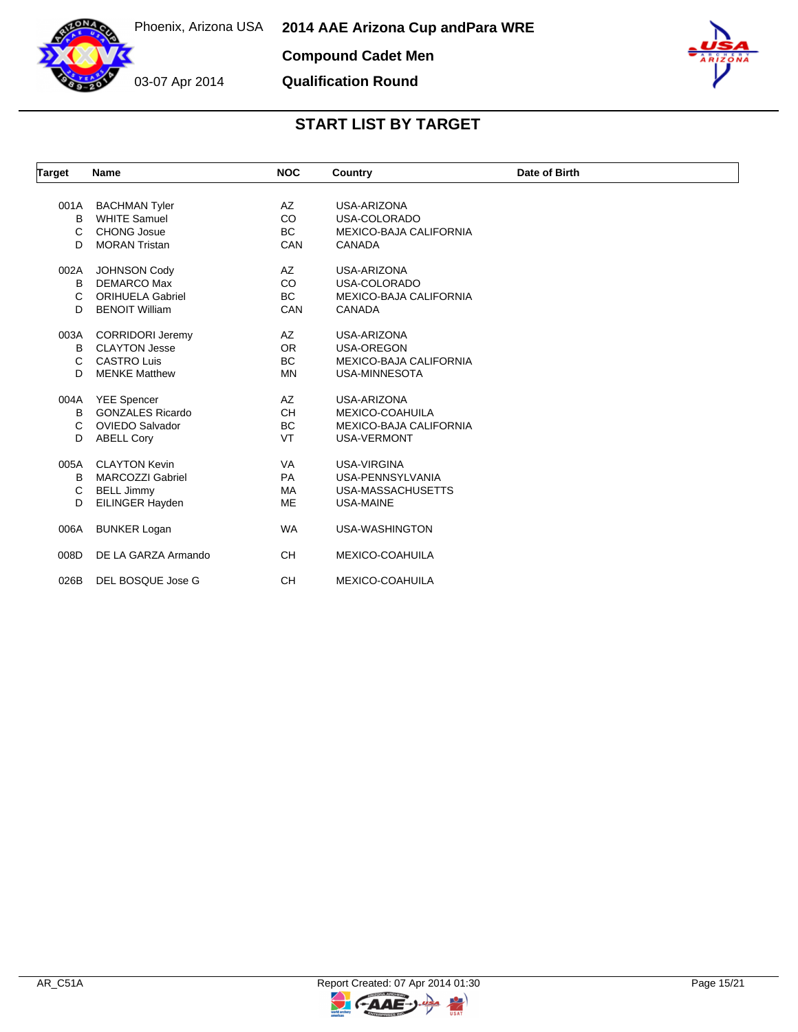Phoenix, Arizona USA

03-07 Apr 2014

# 2014 AAE Arizona Cup andPara WRE

## Compound Cadet Men

## Qualification Round

### START LIST BY TARGET

| Target | Name | NOC | Country | Date of Birth |
|---|---|---|---|---|
| 001A | BACHMAN Tyler | AZ | USA-ARIZONA | |
| B | WHITE Samuel | CO | USA-COLORADO | |
| C | CHONG Josue | BC | MEXICO-BAJA CALIFORNIA | |
| D | MORAN Tristan | CAN | CANADA | |
| 002A | JOHNSON Cody | AZ | USA-ARIZONA | |
| B | DEMARCO Max | CO | USA-COLORADO | |
| C | ORIHUELA Gabriel | BC | MEXICO-BAJA CALIFORNIA | |
| D | BENOIT William | CAN | CANADA | |
| 003A | CORRIDORI Jeremy | AZ | USA-ARIZONA | |
| B | CLAYTON Jesse | OR | USA-OREGON | |
| C | CASTRO Luis | BC | MEXICO-BAJA CALIFORNIA | |
| D | MENKE Matthew | MN | USA-MINNESOTA | |
| 004A | YEE Spencer | AZ | USA-ARIZONA | |
| B | GONZALES Ricardo | CH | MEXICO-COAHUILA | |
| C | OVIEDO Salvador | BC | MEXICO-BAJA CALIFORNIA | |
| D | ABELL Cory | VT | USA-VERMONT | |
| 005A | CLAYTON Kevin | VA | USA-VIRGINA | |
| B | MARCOZZI Gabriel | PA | USA-PENNSYLVANIA | |
| C | BELL Jimmy | MA | USA-MASSACHUSETTS | |
| D | EILINGER Hayden | ME | USA-MAINE | |
| 006A | BUNKER Logan | WA | USA-WASHINGTON | |
| 008D | DE LA GARZA Armando | CH | MEXICO-COAHUILA | |
| 026B | DEL BOSQUE Jose G | CH | MEXICO-COAHUILA | |

AR_C51A

Report Created: 07 Apr 2014 01:30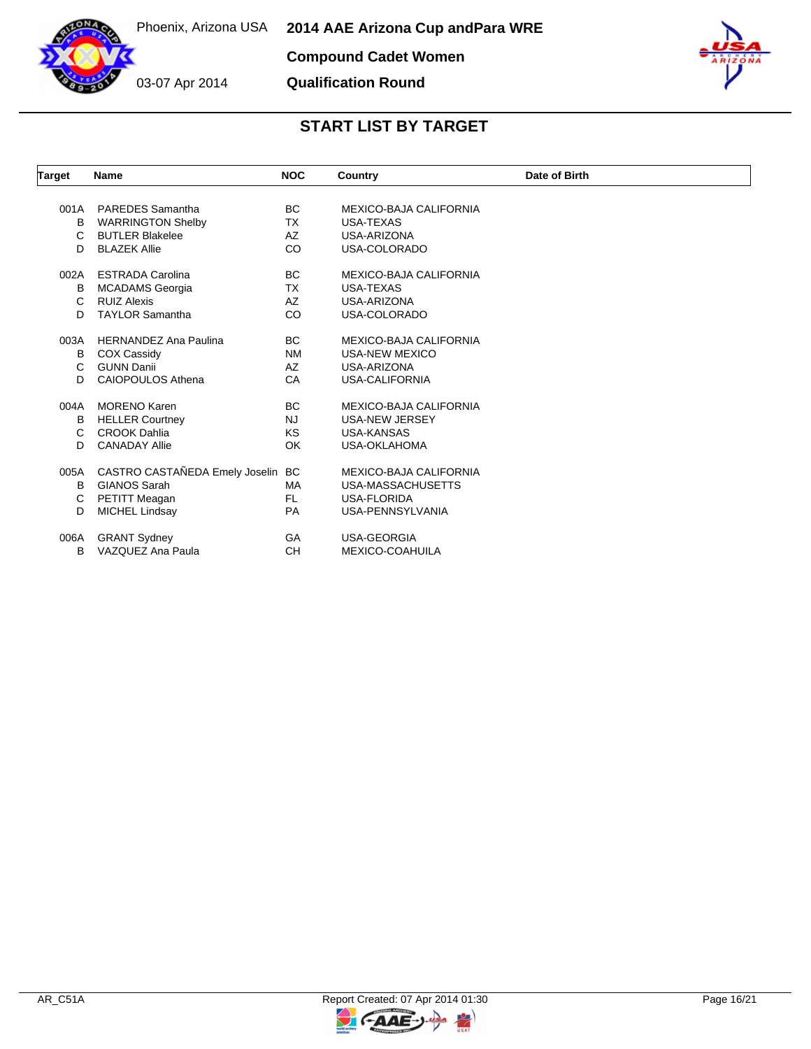Phoenix, Arizona USA

03-07 Apr 2014

# 2014 AAE Arizona Cup andPara WRE

## Compound Cadet Women

## Qualification Round

## START LIST BY TARGET

| Target | Name | NOC | Country | Date of Birth |
|---|---|---|---|---|
| 001A | PAREDES Samantha | BC | MEXICO-BAJA CALIFORNIA | |
| B | WARRINGTON Shelby | TX | USA-TEXAS | |
| C | BUTLER Blakelee | AZ | USA-ARIZONA | |
| D | BLAZEK Allie | CO | USA-COLORADO | |
| 002A | ESTRADA Carolina | BC | MEXICO-BAJA CALIFORNIA | |
| B | MCADAMS Georgia | TX | USA-TEXAS | |
| C | RUIZ Alexis | AZ | USA-ARIZONA | |
| D | TAYLOR Samantha | CO | USA-COLORADO | |
| 003A | HERNANDEZ Ana Paulina | BC | MEXICO-BAJA CALIFORNIA | |
| B | COX Cassidy | NM | USA-NEW MEXICO | |
| C | GUNN Danii | AZ | USA-ARIZONA | |
| D | CAIOPOULOS Athena | CA | USA-CALIFORNIA | |
| 004A | MORENO Karen | BC | MEXICO-BAJA CALIFORNIA | |
| B | HELLER Courtney | NJ | USA-NEW JERSEY | |
| C | CROOK Dahlia | KS | USA-KANSAS | |
| D | CANADAY Allie | OK | USA-OKLAHOMA | |
| 005A | CASTRO CASTAÑEDA Emely Joselin | BC | MEXICO-BAJA CALIFORNIA | |
| B | GIANOS Sarah | MA | USA-MASSACHUSETTS | |
| C | PETITT Meagan | FL | USA-FLORIDA | |
| D | MICHEL Lindsay | PA | USA-PENNSYLVANIA | |
| 006A | GRANT Sydney | GA | USA-GEORGIA | |
| B | VAZQUEZ Ana Paula | CH | MEXICO-COAHUILA | |

AR_C51A    Report Created: 07 Apr 2014 01:30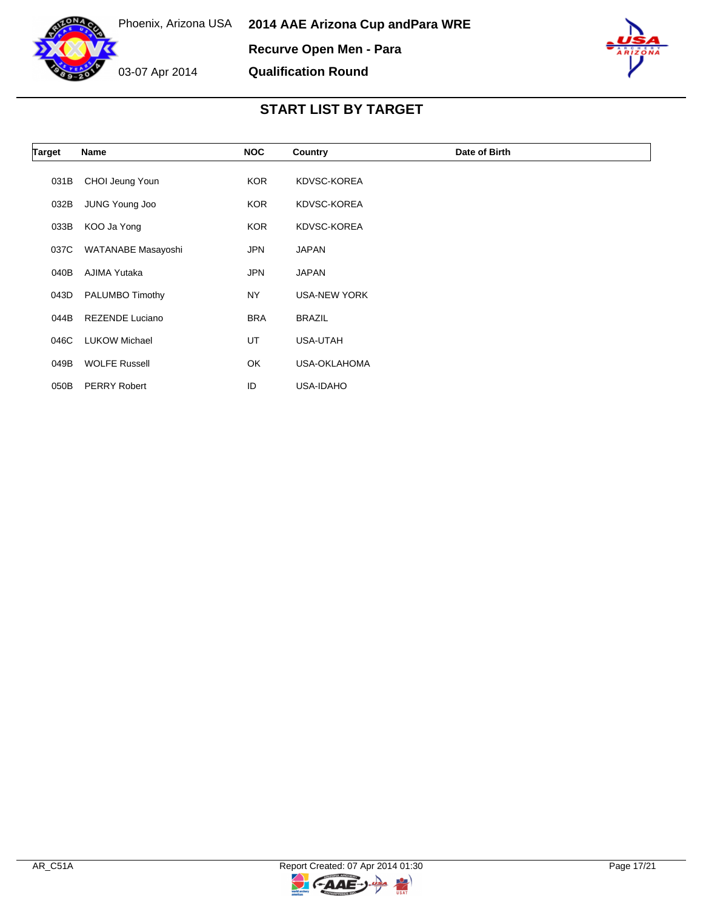# 2014 AAE Arizona Cup andPara WRE

Phoenix, Arizona USA

03-07 Apr 2014

**Recurve Open Men - Para**

**Qualification Round**

## START LIST BY TARGET

| Target | Name | NOC | Country | Date of Birth |
|---|---|---|---|---|
| 031B | CHOI Jeung Youn | KOR | KDVSC-KOREA | |
| 032B | JUNG Young Joo | KOR | KDVSC-KOREA | |
| 033B | KOO Ja Yong | KOR | KDVSC-KOREA | |
| 037C | WATANABE Masayoshi | JPN | JAPAN | |
| 040B | AJIMA Yutaka | JPN | JAPAN | |
| 043D | PALUMBO Timothy | NY | USA-NEW YORK | |
| 044B | REZENDE Luciano | BRA | BRAZIL | |
| 046C | LUKOW Michael | UT | USA-UTAH | |
| 049B | WOLFE Russell | OK | USA-OKLAHOMA | |
| 050B | PERRY Robert | ID | USA-IDAHO | |

AR_C51A

Report Created: 07 Apr 2014 01:30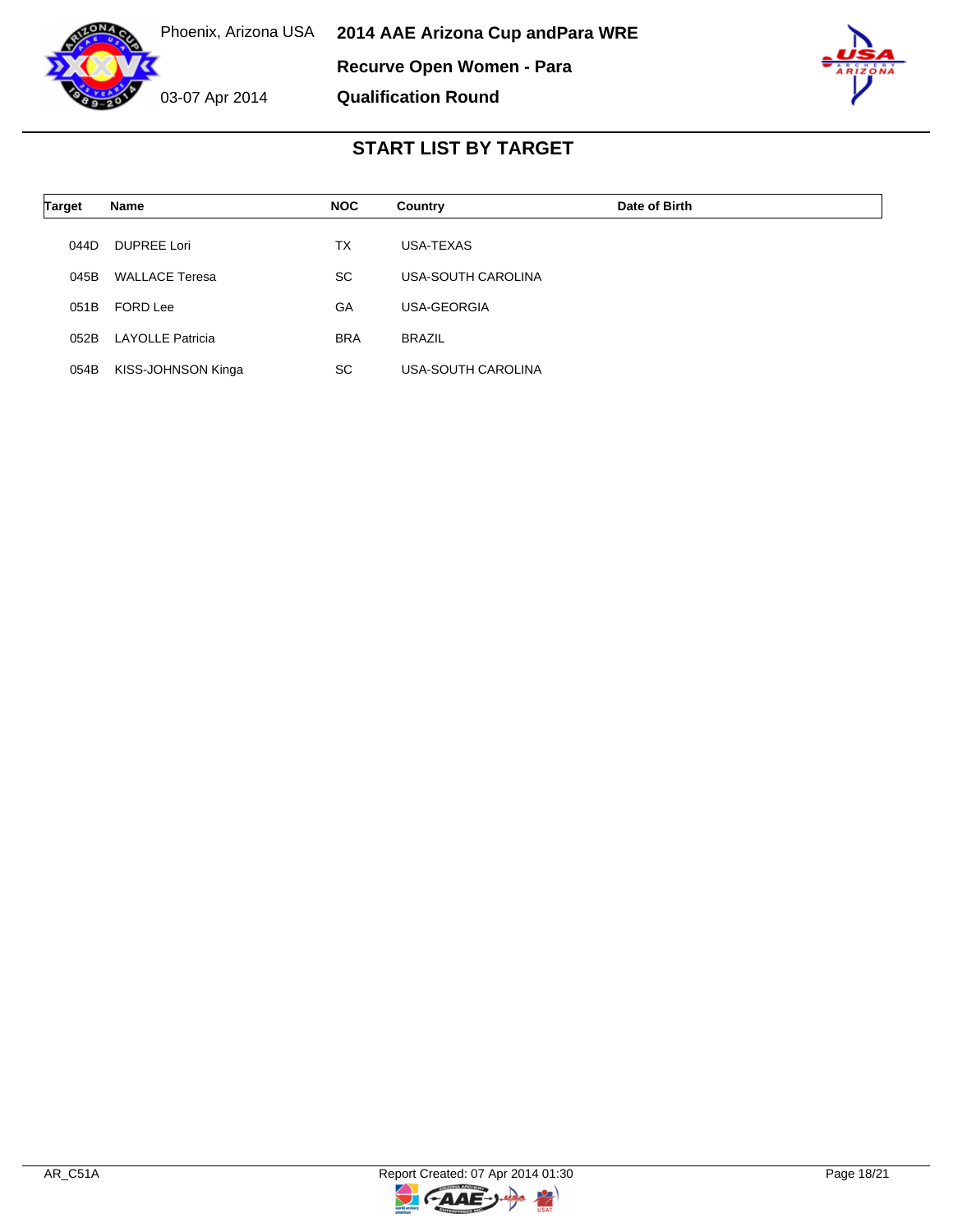Phoenix, Arizona USA

03-07 Apr 2014

**2014 AAE Arizona Cup andPara WRE**

**Recurve Open Women - Para**

**Qualification Round**

## START LIST BY TARGET

| Target | Name | NOC | Country | Date of Birth |
|---|---|---|---|---|
| 044D | DUPREE Lori | TX | USA-TEXAS | |
| 045B | WALLACE Teresa | SC | USA-SOUTH CAROLINA | |
| 051B | FORD Lee | GA | USA-GEORGIA | |
| 052B | LAYOLLE Patricia | BRA | BRAZIL | |
| 054B | KISS-JOHNSON Kinga | SC | USA-SOUTH CAROLINA | |

AR_C51A

Report Created: 07 Apr 2014 01:30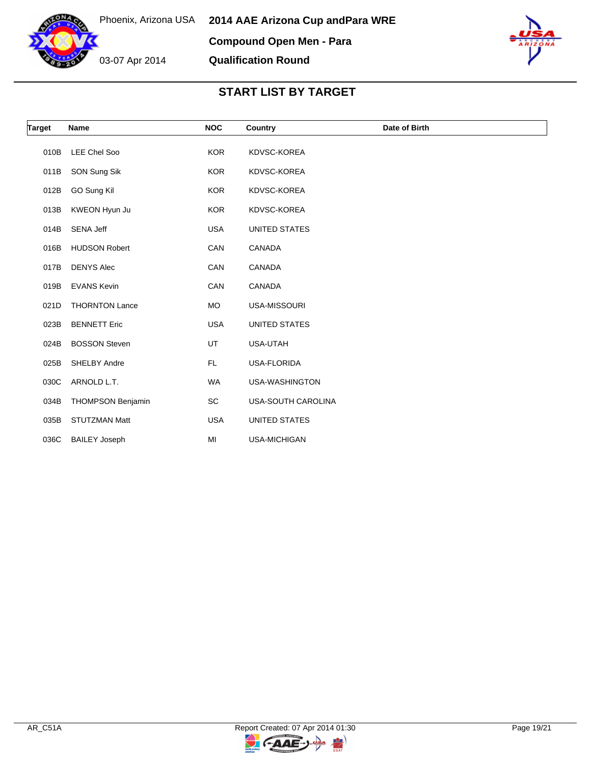Phoenix, Arizona USA

03-07 Apr 2014

# 2014 AAE Arizona Cup andPara WRE

## Compound Open Men - Para

## Qualification Round

## START LIST BY TARGET

| Target | Name | NOC | Country | Date of Birth |
|---|---|---|---|---|
| 010B | LEE Chel Soo | KOR | KDVSC-KOREA | |
| 011B | SON Sung Sik | KOR | KDVSC-KOREA | |
| 012B | GO Sung Kil | KOR | KDVSC-KOREA | |
| 013B | KWEON Hyun Ju | KOR | KDVSC-KOREA | |
| 014B | SENA Jeff | USA | UNITED STATES | |
| 016B | HUDSON Robert | CAN | CANADA | |
| 017B | DENYS Alec | CAN | CANADA | |
| 019B | EVANS Kevin | CAN | CANADA | |
| 021D | THORNTON Lance | MO | USA-MISSOURI | |
| 023B | BENNETT Eric | USA | UNITED STATES | |
| 024B | BOSSON Steven | UT | USA-UTAH | |
| 025B | SHELBY Andre | FL | USA-FLORIDA | |
| 030C | ARNOLD L.T. | WA | USA-WASHINGTON | |
| 034B | THOMPSON Benjamin | SC | USA-SOUTH CAROLINA | |
| 035B | STUTZMAN Matt | USA | UNITED STATES | |
| 036C | BAILEY Joseph | MI | USA-MICHIGAN | |

AR_C51A

Report Created: 07 Apr 2014 01:30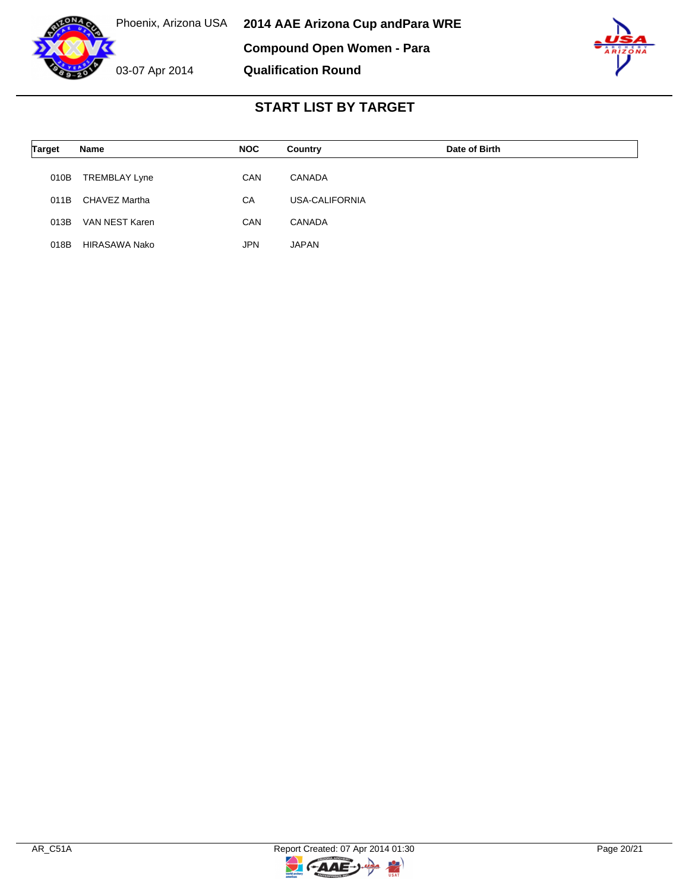Phoenix, Arizona USA

03-07 Apr 2014

**2014 AAE Arizona Cup andPara WRE**

**Compound Open Women - Para**

**Qualification Round**

## START LIST BY TARGET

| Target | Name | NOC | Country | Date of Birth |
|---|---|---|---|---|
| 010B | TREMBLAY Lyne | CAN | CANADA | |
| 011B | CHAVEZ Martha | CA | USA-CALIFORNIA | |
| 013B | VAN NEST Karen | CAN | CANADA | |
| 018B | HIRASAWA Nako | JPN | JAPAN | |

AR_C51A

Report Created: 07 Apr 2014 01:30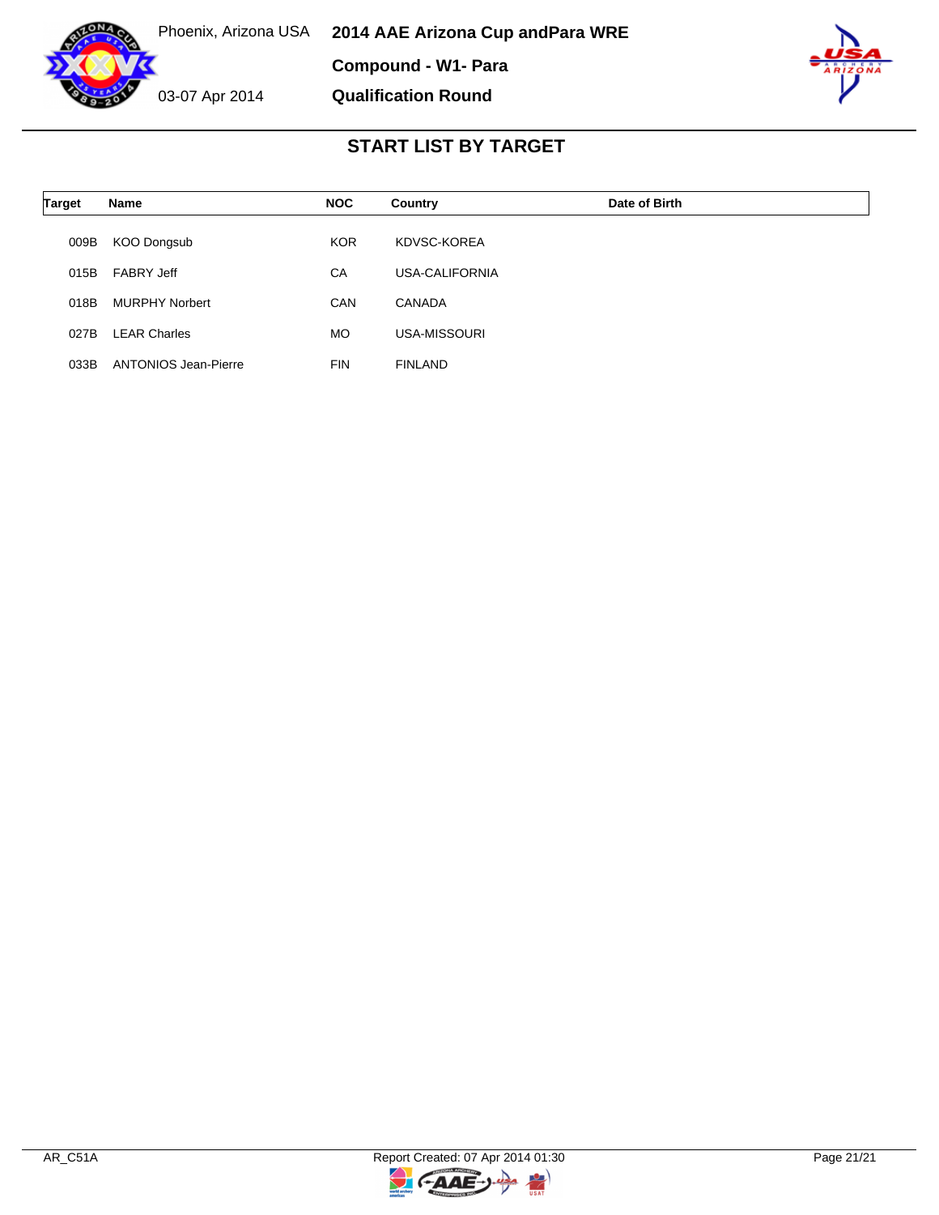Phoenix, Arizona USA

03-07 Apr 2014

**2014 AAE Arizona Cup andPara WRE**

**Compound - W1- Para**

**Qualification Round**

## START LIST BY TARGET

| Target | Name | NOC | Country | Date of Birth |
|---|---|---|---|---|
| 009B | KOO Dongsub | KOR | KDVSC-KOREA | |
| 015B | FABRY Jeff | CA | USA-CALIFORNIA | |
| 018B | MURPHY Norbert | CAN | CANADA | |
| 027B | LEAR Charles | MO | USA-MISSOURI | |
| 033B | ANTONIOS Jean-Pierre | FIN | FINLAND | |

AR_C51A

Report Created: 07 Apr 2014 01:30